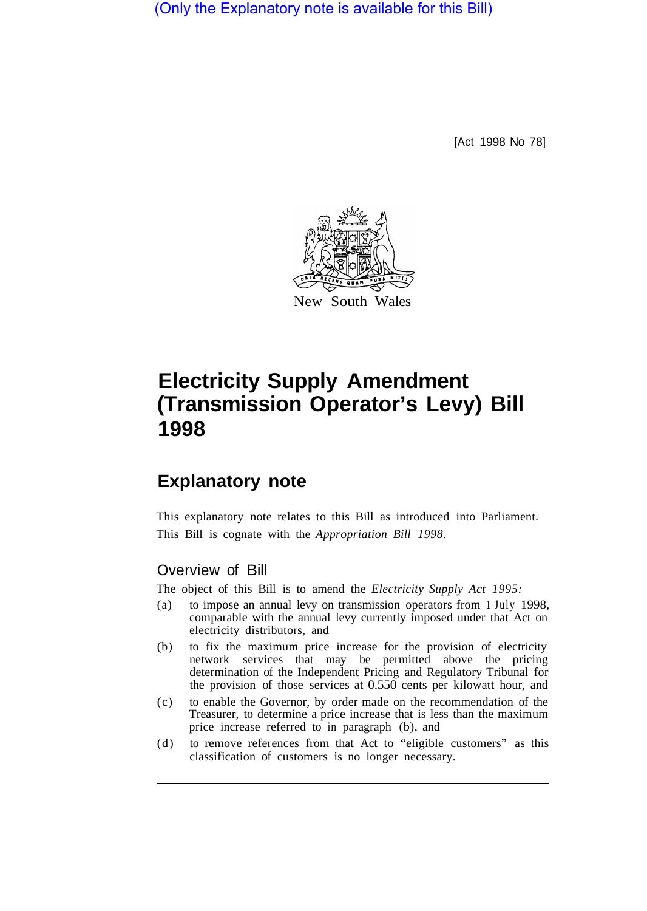(Only the Explanatory note is available for this Bill)

[Act 1998 No 78]

New South Wales

# Electricity Supply Amendment (Transmission Operator's Levy) Bill 1998

## Explanatory note

This explanatory note relates to this Bill as introduced into Parliament. This Bill is cognate with the *Appropriation Bill 1998*.

### Overview of Bill

The object of this Bill is to amend the *Electricity Supply Act 1995:*

(a) to impose an annual levy on transmission operators from 1 July 1998, comparable with the annual levy currently imposed under that Act on electricity distributors, and

(b) to fix the maximum price increase for the provision of electricity network services that may be permitted above the pricing determination of the Independent Pricing and Regulatory Tribunal for the provision of those services at 0.550 cents per kilowatt hour, and

(c) to enable the Governor, by order made on the recommendation of the Treasurer, to determine a price increase that is less than the maximum price increase referred to in paragraph (b), and

(d) to remove references from that Act to "eligible customers" as this classification of customers is no longer necessary.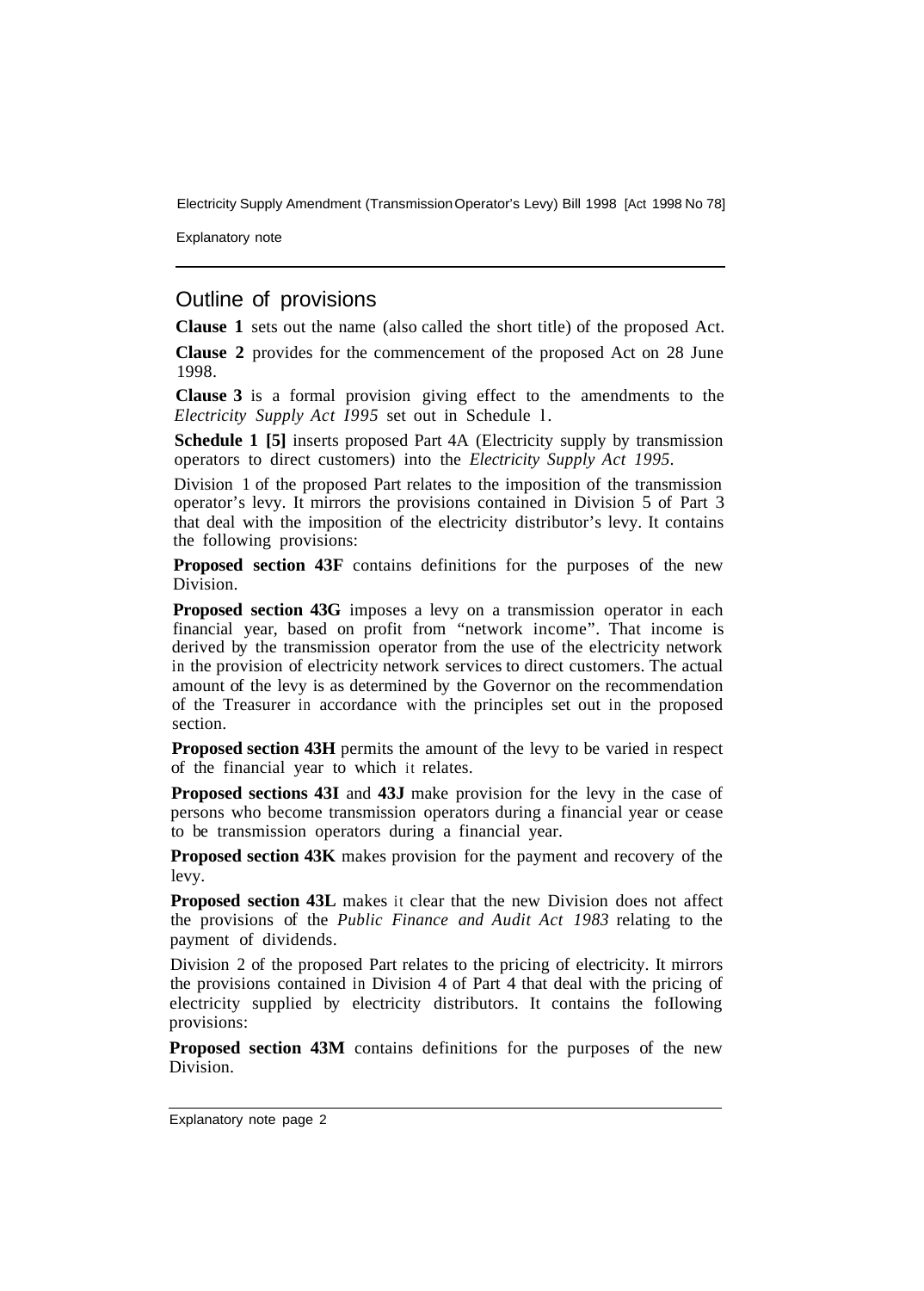## Outline of provisions

**Clause 1** sets out the name (also called the short title) of the proposed Act.

**Clause 2** provides for the commencement of the proposed Act on 28 June 1998.

**Clause 3** is a formal provision giving effect to the amendments to the *Electricity Supply Act 1995* set out in Schedule 1.

**Schedule 1 [5]** inserts proposed Part 4A (Electricity supply by transmission operators to direct customers) into the *Electricity Supply Act 1995*.

Division 1 of the proposed Part relates to the imposition of the transmission operator's levy. It mirrors the provisions contained in Division 5 of Part 3 that deal with the imposition of the electricity distributor's levy. It contains the following provisions:

**Proposed section 43F** contains definitions for the purposes of the new Division.

**Proposed section 43G** imposes a levy on a transmission operator in each financial year, based on profit from "network income". That income is derived by the transmission operator from the use of the electricity network in the provision of electricity network services to direct customers. The actual amount of the levy is as determined by the Governor on the recommendation of the Treasurer in accordance with the principles set out in the proposed section.

**Proposed section 43H** permits the amount of the levy to be varied in respect of the financial year to which it relates.

**Proposed sections 43I** and **43J** make provision for the levy in the case of persons who become transmission operators during a financial year or cease to be transmission operators during a financial year.

**Proposed section 43K** makes provision for the payment and recovery of the levy.

**Proposed section 43L** makes it clear that the new Division does not affect the provisions of the *Public Finance and Audit Act 1983* relating to the payment of dividends.

Division 2 of the proposed Part relates to the pricing of electricity. It mirrors the provisions contained in Division 4 of Part 4 that deal with the pricing of electricity supplied by electricity distributors. It contains the following provisions:

**Proposed section 43M** contains definitions for the purposes of the new Division.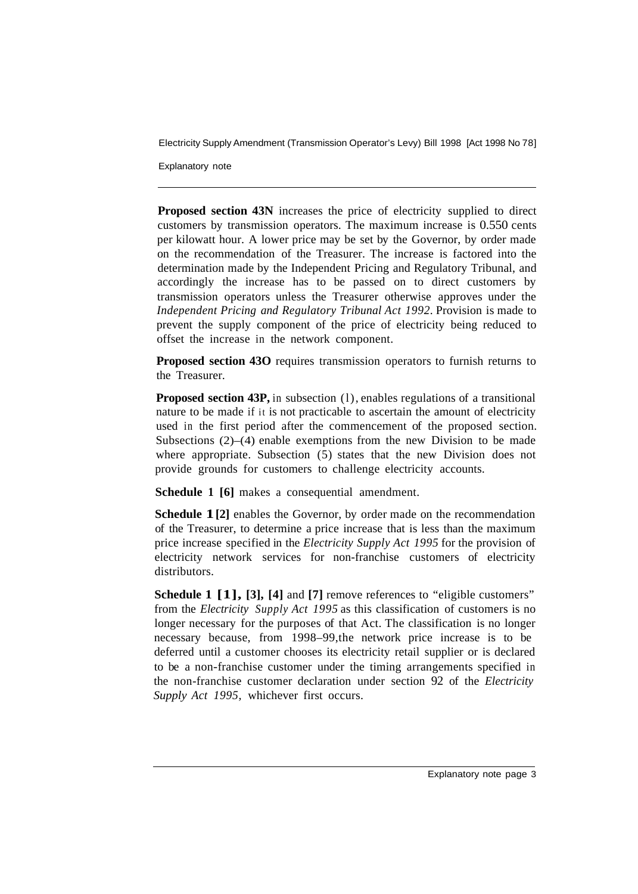**Proposed section 43N** increases the price of electricity supplied to direct customers by transmission operators. The maximum increase is 0.550 cents per kilowatt hour. A lower price may be set by the Governor, by order made on the recommendation of the Treasurer. The increase is factored into the determination made by the Independent Pricing and Regulatory Tribunal, and accordingly the increase has to be passed on to direct customers by transmission operators unless the Treasurer otherwise approves under the *Independent Pricing and Regulatory Tribunal Act 1992*. Provision is made to prevent the supply component of the price of electricity being reduced to offset the increase in the network component.

**Proposed section 43O** requires transmission operators to furnish returns to the Treasurer.

**Proposed section 43P,** in subsection (1), enables regulations of a transitional nature to be made if it is not practicable to ascertain the amount of electricity used in the first period after the commencement of the proposed section. Subsections (2)–(4) enable exemptions from the new Division to be made where appropriate. Subsection (5) states that the new Division does not provide grounds for customers to challenge electricity accounts.

**Schedule 1 [6]** makes a consequential amendment.

**Schedule 1 [2]** enables the Governor, by order made on the recommendation of the Treasurer, to determine a price increase that is less than the maximum price increase specified in the *Electricity Supply Act 1995* for the provision of electricity network services for non-franchise customers of electricity distributors.

**Schedule 1 [1], [3], [4]** and **[7]** remove references to "eligible customers" from the *Electricity Supply Act 1995* as this classification of customers is no longer necessary for the purposes of that Act. The classification is no longer necessary because, from 1998–99, the network price increase is to be deferred until a customer chooses its electricity retail supplier or is declared to be a non-franchise customer under the timing arrangements specified in the non-franchise customer declaration under section 92 of the *Electricity Supply Act 1995*, whichever first occurs.